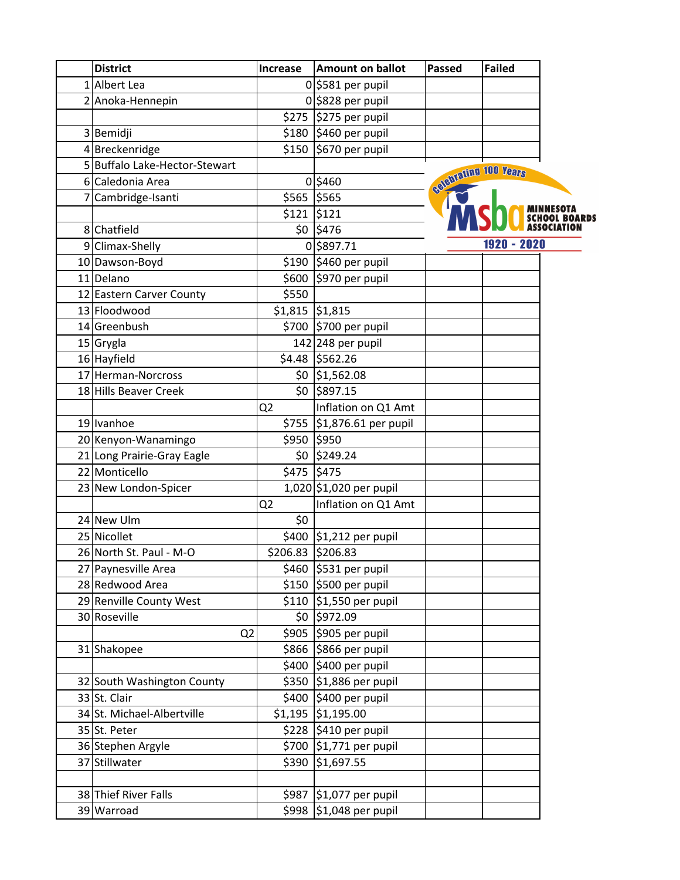| | District | Increase | Amount on ballot | Passed | Failed |
|---|---|---|---|---|---|
| 1 | Albert Lea | 0 | $581 per pupil | | |
| 2 | Anoka-Hennepin | 0 | $828 per pupil | | |
| | | $275 | $275 per pupil | | |
| 3 | Bemidji | $180 | $460 per pupil | | |
| 4 | Breckenridge | $150 | $670 per pupil | | |
| 5 | Buffalo Lake-Hector-Stewart | | | | |
| 6 | Caledonia Area | 0 | $460 | | |
| 7 | Cambridge-Isanti | $565 | $565 | | |
| | | $121 | $121 | | |
| 8 | Chatfield | $0 | $476 | | |
| 9 | Climax-Shelly | 0 | $897.71 | | |
| 10 | Dawson-Boyd | $190 | $460 per pupil | | |
| 11 | Delano | $600 | $970 per pupil | | |
| 12 | Eastern Carver County | $550 | | | |
| 13 | Floodwood | $1,815 | $1,815 | | |
| 14 | Greenbush | $700 | $700 per pupil | | |
| 15 | Grygla | 142 | 248 per pupil | | |
| 16 | Hayfield | $4.48 | $562.26 | | |
| 17 | Herman-Norcross | $0 | $1,562.08 | | |
| 18 | Hills Beaver Creek | $0 | $897.15 | | |
| | | Q2 | Inflation on Q1 Amt | | |
| 19 | Ivanhoe | $755 | $1,876.61 per pupil | | |
| 20 | Kenyon-Wanamingo | $950 | $950 | | |
| 21 | Long Prairie-Gray Eagle | $0 | $249.24 | | |
| 22 | Monticello | $475 | $475 | | |
| 23 | New London-Spicer | 1,020 | $1,020 per pupil | | |
| | | Q2 | Inflation on Q1 Amt | | |
| 24 | New Ulm | $0 | | | |
| 25 | Nicollet | $400 | $1,212 per pupil | | |
| 26 | North St. Paul - M-O | $206.83 | $206.83 | | |
| 27 | Paynesville Area | $460 | $531 per pupil | | |
| 28 | Redwood Area | $150 | $500 per pupil | | |
| 29 | Renville County West | $110 | $1,550 per pupil | | |
| 30 | Roseville | $0 | $972.09 | | |
| | Q2 | $905 | $905 per pupil | | |
| 31 | Shakopee | $866 | $866 per pupil | | |
| | | $400 | $400 per pupil | | |
| 32 | South Washington County | $350 | $1,886 per pupil | | |
| 33 | St. Clair | $400 | $400 per pupil | | |
| 34 | St. Michael-Albertville | $1,195 | $1,195.00 | | |
| 35 | St. Peter | $228 | $410 per pupil | | |
| 36 | Stephen Argyle | $700 | $1,771 per pupil | | |
| 37 | Stillwater | $390 | $1,697.55 | | |
| | | | | | |
| 38 | Thief River Falls | $987 | $1,077 per pupil | | |
| 39 | Warroad | $998 | $1,048 per pupil | | |

Celebrating 100 Years MSBA MINNESOTA SCHOOL BOARDS ASSOCIATION 1920 - 2020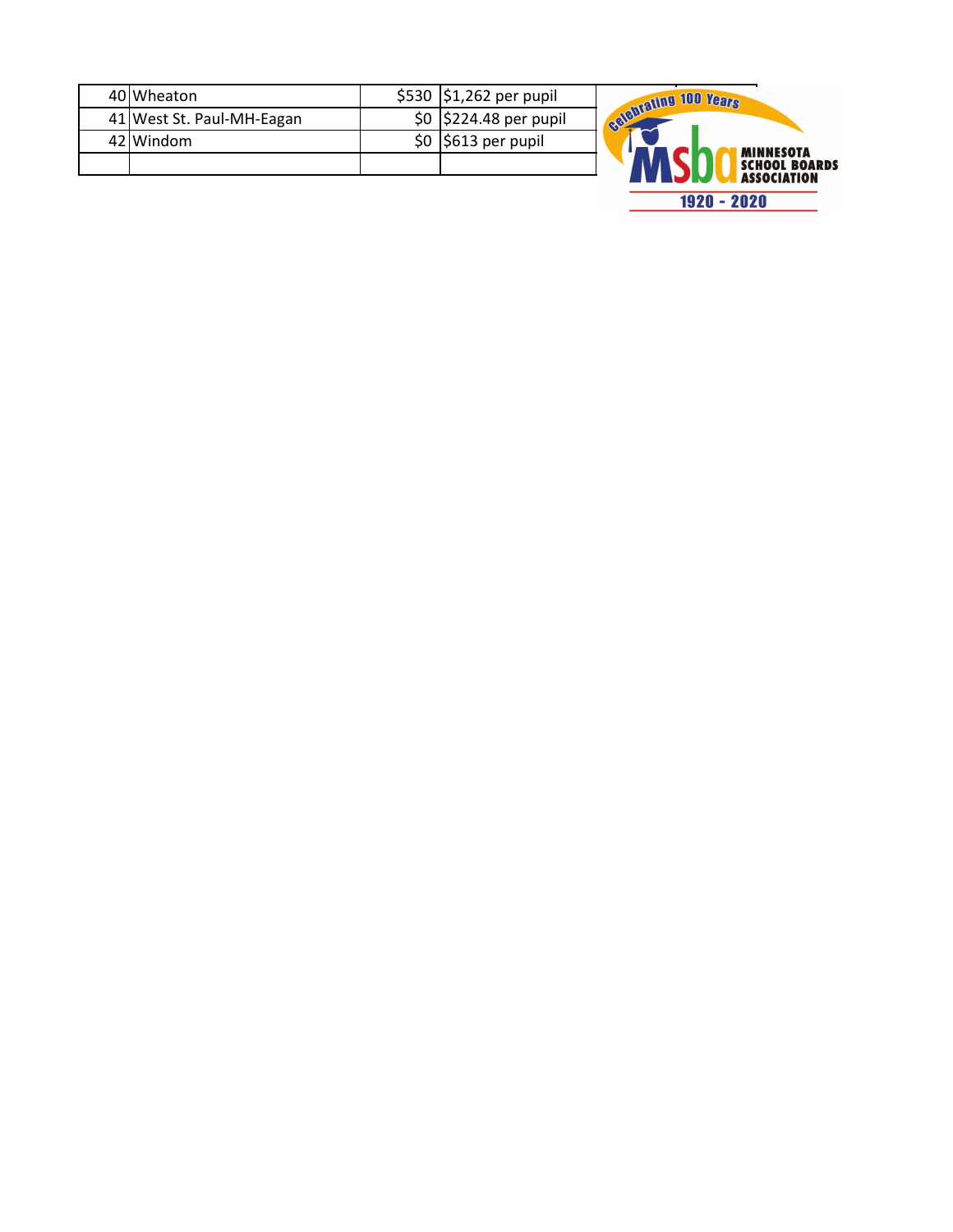| | | | |
|---|---|---|---|
| 40 | Wheaton | $530 | $1,262 per pupil |
| 41 | West St. Paul-MH-Eagan | $0 | $224.48 per pupil |
| 42 | Windom | $0 | $613 per pupil |
| | | | |

Celebrating 100 Years

MSBA MINNESOTA SCHOOL BOARDS ASSOCIATION

1920 - 2020